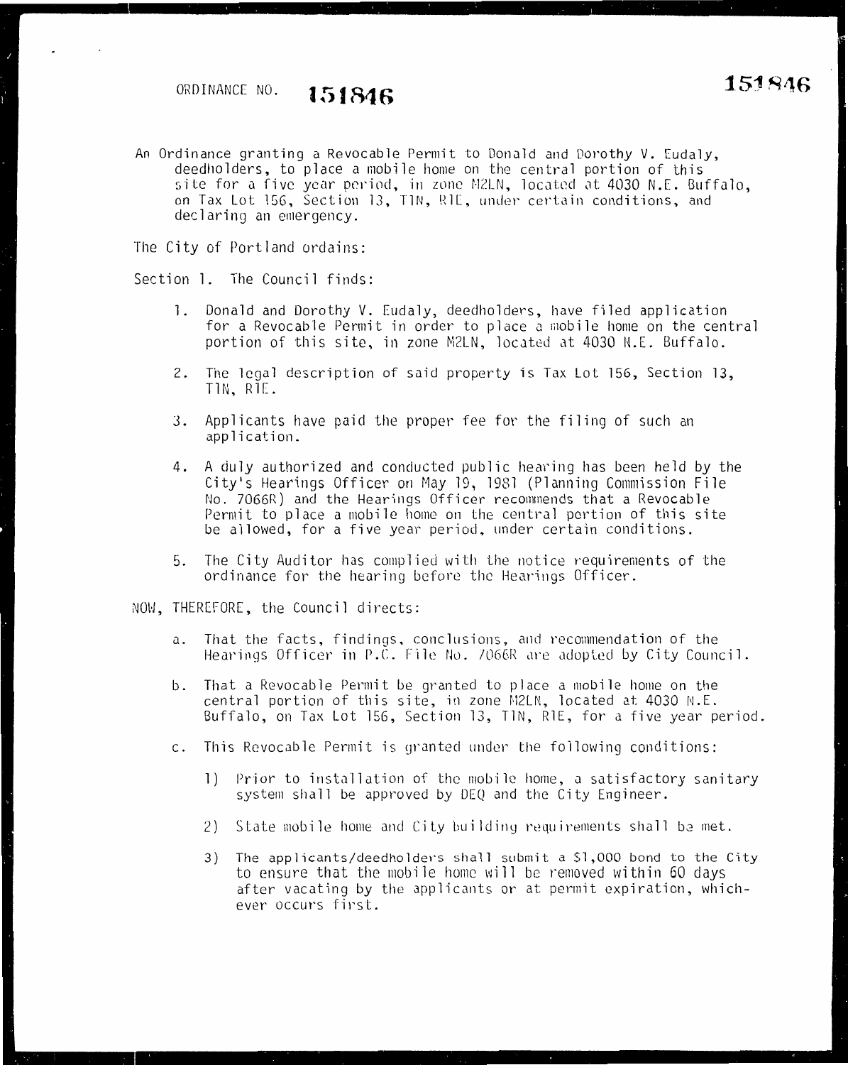ORDINANCE NO. **151846**

An Ordinance granting a Revocable Permit to Donald and Dorothy V. Eudaly, deedholders, to place a mobile home on the central portion of this site for a five year period, in zone M2LN, located at 4030 N.E. Buffalo, on Tax Lot 156, Section 13, T1N, R1E, under certain conditions, and declaring an emergency.

The City of Portland ordains:

Section 1. The Council finds:

1. Donald and Dorothy V. Eudaly, deedholders, have filed application for a Revocable Permit in order to place a mobile home on the central portion of this site, in zone M2LN, located at 4030 N.E. Buffalo.

2. The legal description of said property is Tax Lot 156, Section 13, T1N, R1E.

3. Applicants have paid the proper fee for the filing of such an application.

4. A duly authorized and conducted public hearing has been held by the City's Hearings Officer on May 19, 1981 (Planning Commission File No. 7066R) and the Hearings Officer recommends that a Revocable Permit to place a mobile home on the central portion of this site be allowed, for a five year period, under certain conditions.

5. The City Auditor has complied with the notice requirements of the ordinance for the hearing before the Hearings Officer.

NOW, THEREFORE, the Council directs:

a. That the facts, findings, conclusions, and recommendation of the Hearings Officer in P.C. File No. 7066R are adopted by City Council.

b. That a Revocable Permit be granted to place a mobile home on the central portion of this site, in zone M2LN, located at 4030 N.E. Buffalo, on Tax Lot 156, Section 13, T1N, R1E, for a five year period.

c. This Revocable Permit is granted under the following conditions:

   1) Prior to installation of the mobile home, a satisfactory sanitary system shall be approved by DEQ and the City Engineer.

   2) State mobile home and City building requirements shall be met.

   3) The applicants/deedholders shall submit a $1,000 bond to the City to ensure that the mobile home will be removed within 60 days after vacating by the applicants or at permit expiration, whichever occurs first.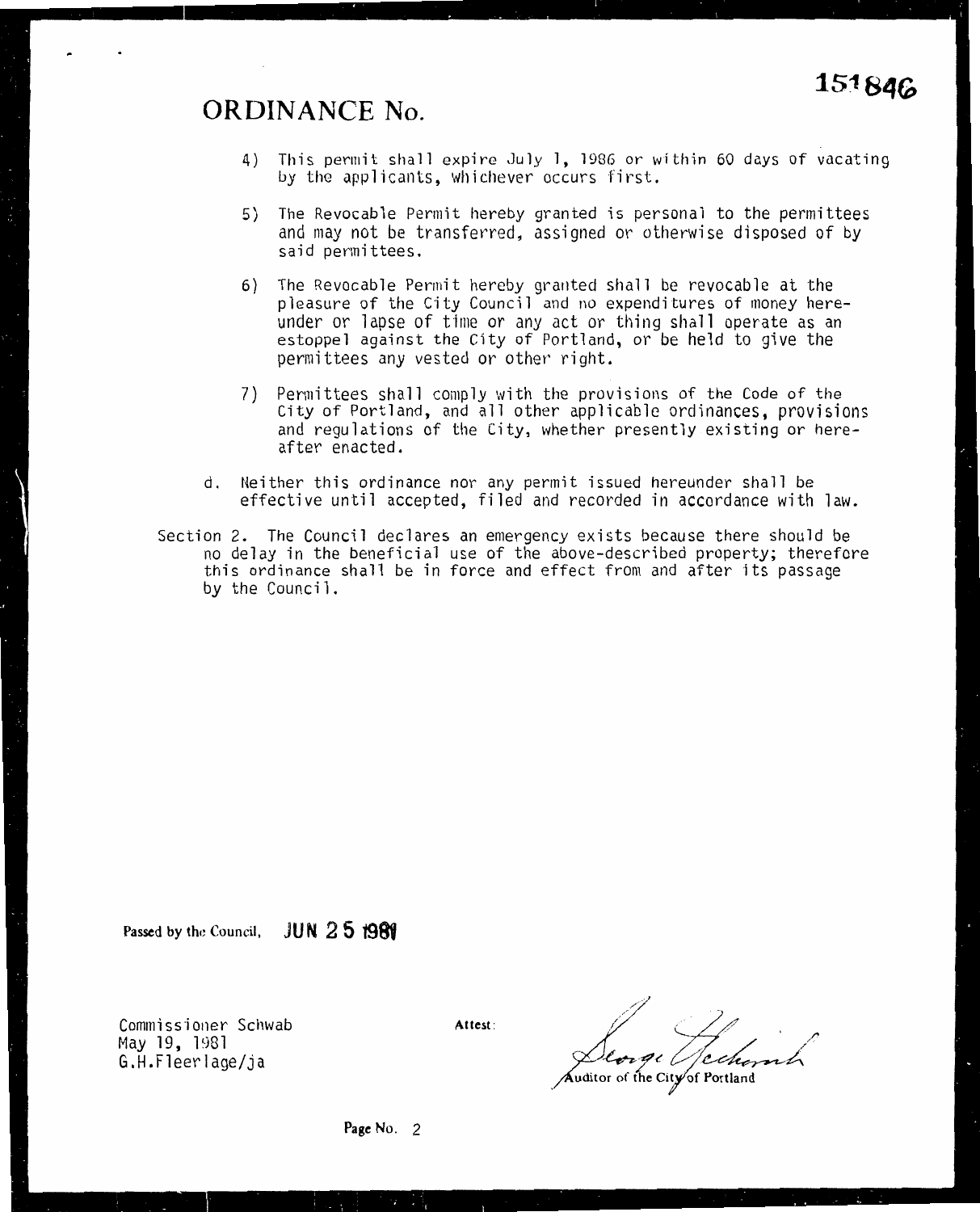# ORDINANCE No. 151846

4) This permit shall expire July 1, 1986 or within 60 days of vacating by the applicants, whichever occurs first.

5) The Revocable Permit hereby granted is personal to the permittees and may not be transferred, assigned or otherwise disposed of by said permittees.

6) The Revocable Permit hereby granted shall be revocable at the pleasure of the City Council and no expenditures of money hereunder or lapse of time or any act or thing shall operate as an estoppel against the City of Portland, or be held to give the permittees any vested or other right.

7) Permittees shall comply with the provisions of the Code of the City of Portland, and all other applicable ordinances, provisions and regulations of the City, whether presently existing or hereafter enacted.

d. Neither this ordinance nor any permit issued hereunder shall be effective until accepted, filed and recorded in accordance with law.

Section 2. The Council declares an emergency exists because there should be no delay in the beneficial use of the above-described property; therefore this ordinance shall be in force and effect from and after its passage by the Council.

Passed by the Council, JUN 25 1981

Commissioner Schwab
May 19, 1981
G.H.Fleerlage/ja

Attest:

George Yerkovich
Auditor of the City of Portland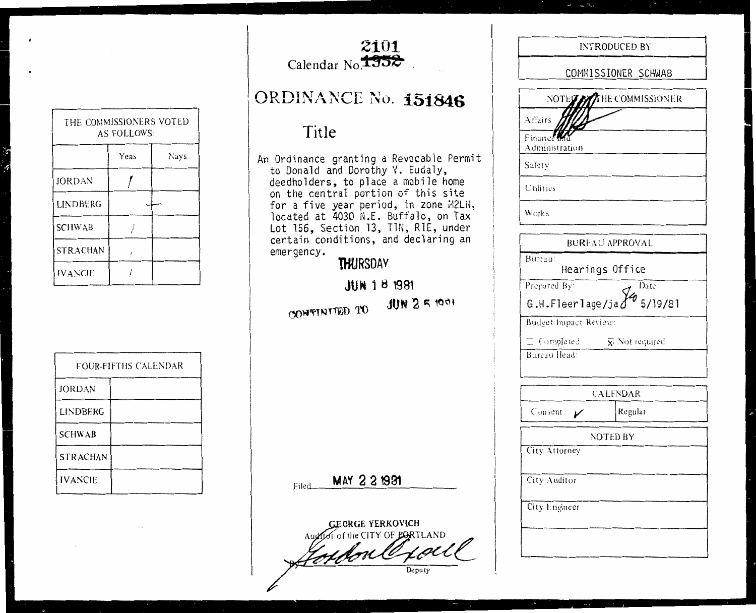Calendar No. ~~1952~~ 2101

# ORDINANCE No. 151846

## Title

An Ordinance granting a Revocable Permit to Donald and Dorothy V. Eudaly, deedholders, to place a mobile home on the central portion of this site for a five year period, in zone M2LN, located at 4030 N.E. Buffalo, on Tax Lot 156, Section 13, T1N, R1E, under certain conditions, and declaring an emergency.

THURSDAY

JUN 18 1981

CONTINUED TO JUN 25 1981

Filed MAY 22 1981

GEORGE YERKOVICH
Auditor of the CITY OF PORTLAND

By Gordon Boyd
Deputy

| THE COMMISSIONERS VOTED AS FOLLOWS: | Yeas | Nays |
|---|---|---|
| JORDAN | / | |
| LINDBERG | | — |
| SCHWAB | / | |
| STRACHAN | / | |
| IVANCIE | / | |

| FOUR-FIFTHS CALENDAR | |
|---|---|
| JORDAN | |
| LINDBERG | |
| SCHWAB | |
| STRACHAN | |
| IVANCIE | |

| INTRODUCED BY |
|---|
| COMMISSIONER SCHWAB |

| NOTED BY THE COMMISSIONER |
|---|
| Affairs |
| Finance and Administration |
| Safety |
| Utilities |
| Works |

| BUREAU APPROVAL | |
|---|---|
| Bureau: Hearings Office | |
| Prepared By: G.H.Fleerlage/ja | Date: 5/19/81 |
| Budget Impact Review: ☐ Completed ☒ Not required | |
| Bureau Head: | |

| CALENDAR | |
|---|---|
| Consent ✓ | Regular |

| NOTED BY |
|---|
| City Attorney |
| City Auditor |
| City Engineer |
| |